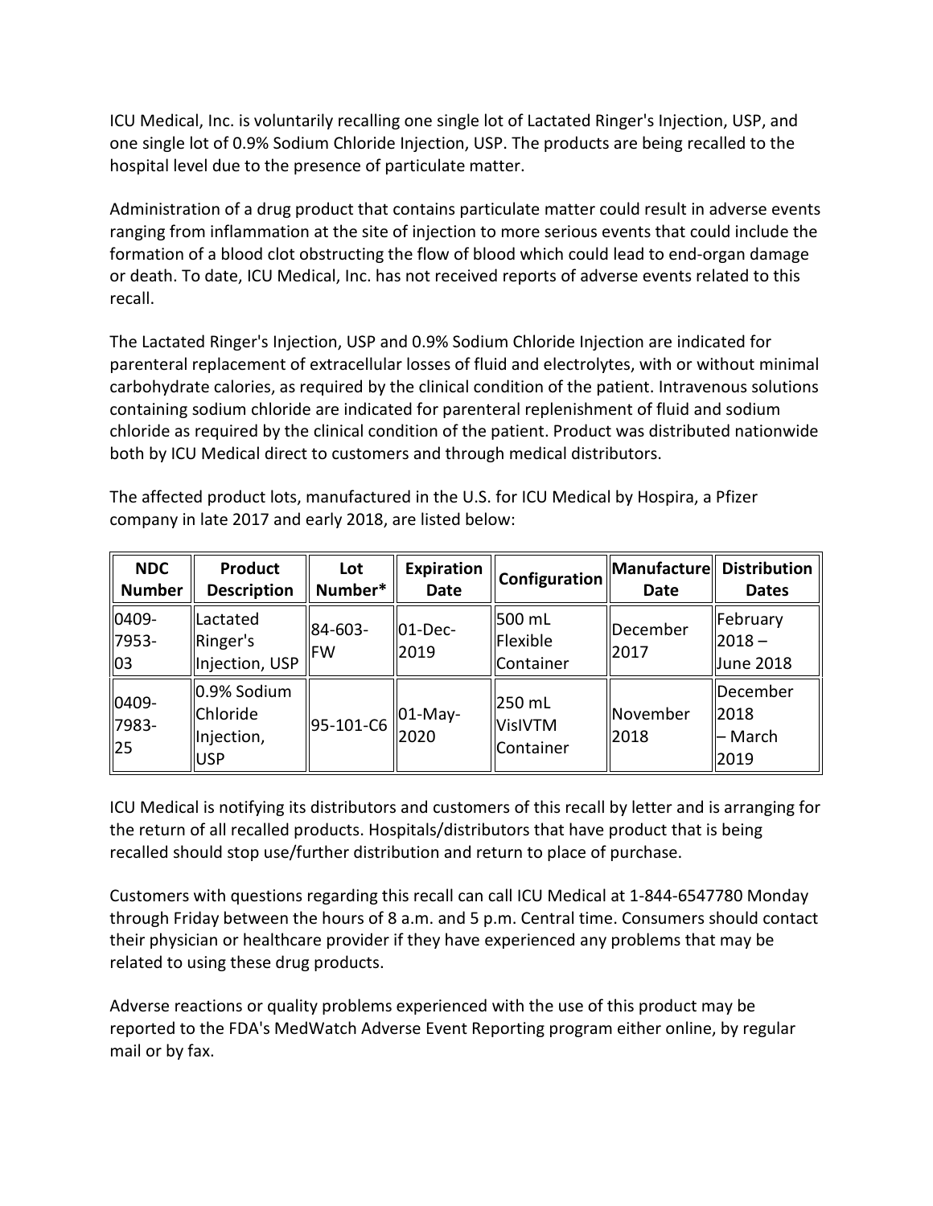ICU Medical, Inc. is voluntarily recalling one single lot of Lactated Ringer's Injection, USP, and one single lot of 0.9% Sodium Chloride Injection, USP. The products are being recalled to the hospital level due to the presence of particulate matter.

Administration of a drug product that contains particulate matter could result in adverse events ranging from inflammation at the site of injection to more serious events that could include the formation of a blood clot obstructing the flow of blood which could lead to end-organ damage or death. To date, ICU Medical, Inc. has not received reports of adverse events related to this recall.

The Lactated Ringer's Injection, USP and 0.9% Sodium Chloride Injection are indicated for parenteral replacement of extracellular losses of fluid and electrolytes, with or without minimal carbohydrate calories, as required by the clinical condition of the patient. Intravenous solutions containing sodium chloride are indicated for parenteral replenishment of fluid and sodium chloride as required by the clinical condition of the patient. Product was distributed nationwide both by ICU Medical direct to customers and through medical distributors.

The affected product lots, manufactured in the U.S. for ICU Medical by Hospira, a Pfizer company in late 2017 and early 2018, are listed below:

| NDC Number | Product Description | Lot Number* | Expiration Date | Configuration | Manufacture Date | Distribution Dates |
|---|---|---|---|---|---|---|
| 0409-7953-03 | Lactated Ringer's Injection, USP | 84-603-FW | 01-Dec-2019 | 500 mL Flexible Container | December 2017 | February 2018 – June 2018 |
| 0409-7983-25 | 0.9% Sodium Chloride Injection, USP | 95-101-C6 | 01-May-2020 | 250 mL VisIVTM Container | November 2018 | December 2018 – March 2019 |

ICU Medical is notifying its distributors and customers of this recall by letter and is arranging for the return of all recalled products. Hospitals/distributors that have product that is being recalled should stop use/further distribution and return to place of purchase.

Customers with questions regarding this recall can call ICU Medical at 1-844-6547780 Monday through Friday between the hours of 8 a.m. and 5 p.m. Central time. Consumers should contact their physician or healthcare provider if they have experienced any problems that may be related to using these drug products.

Adverse reactions or quality problems experienced with the use of this product may be reported to the FDA's MedWatch Adverse Event Reporting program either online, by regular mail or by fax.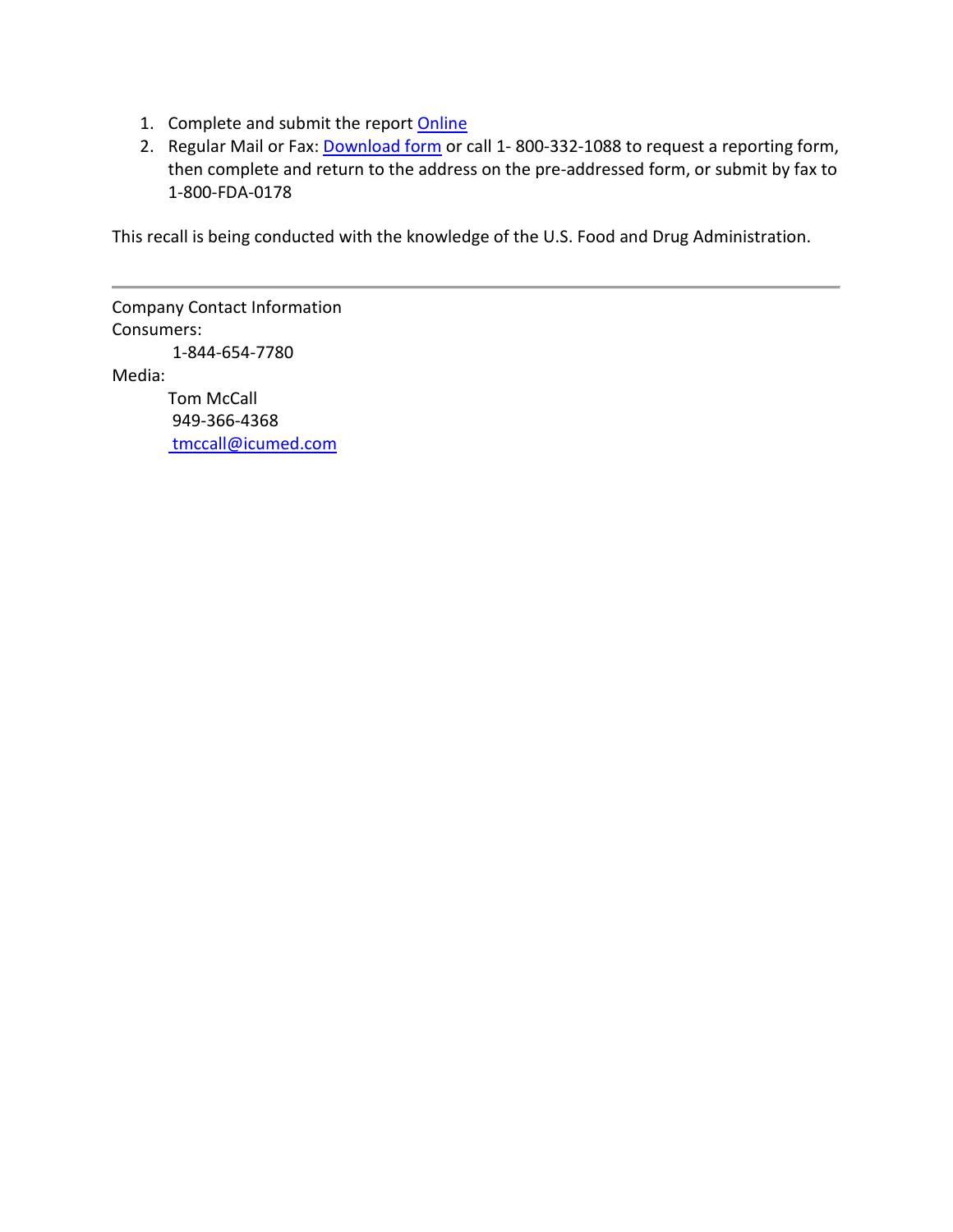1. Complete and submit the report Online
2. Regular Mail or Fax: Download form or call 1- 800-332-1088 to request a reporting form, then complete and return to the address on the pre-addressed form, or submit by fax to 1-800-FDA-0178

This recall is being conducted with the knowledge of the U.S. Food and Drug Administration.

---

Company Contact Information

Consumers:

1-844-654-7780

Media:

Tom McCall

949-366-4368

tmccall@icumed.com